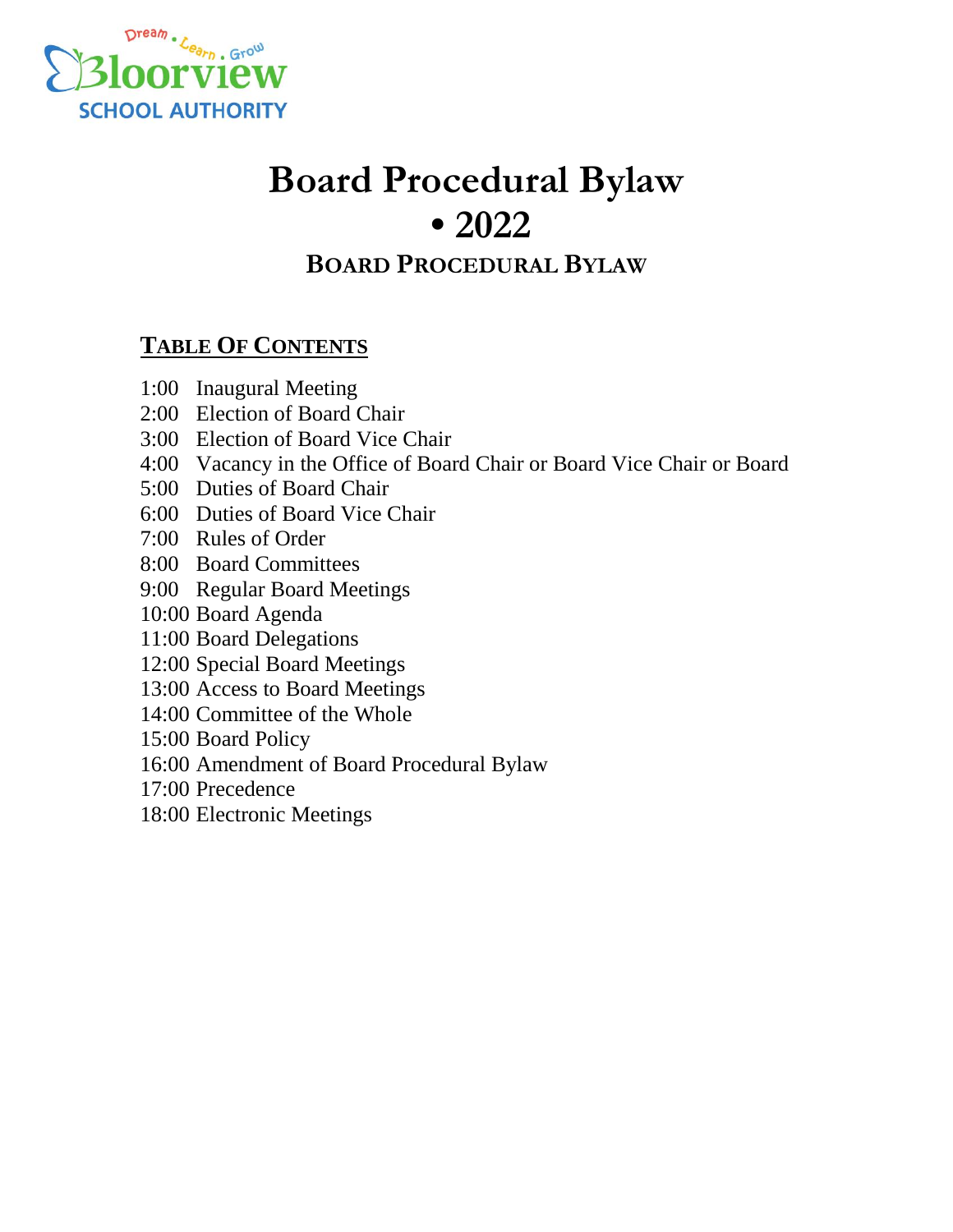Dream • Learn • Grow
Bloorview
SCHOOL AUTHORITY

# Board Procedural Bylaw • 2022

## BOARD PROCEDURAL BYLAW

### TABLE OF CONTENTS

1:00 Inaugural Meeting
2:00 Election of Board Chair
3:00 Election of Board Vice Chair
4:00 Vacancy in the Office of Board Chair or Board Vice Chair or Board
5:00 Duties of Board Chair
6:00 Duties of Board Vice Chair
7:00 Rules of Order
8:00 Board Committees
9:00 Regular Board Meetings
10:00 Board Agenda
11:00 Board Delegations
12:00 Special Board Meetings
13:00 Access to Board Meetings
14:00 Committee of the Whole
15:00 Board Policy
16:00 Amendment of Board Procedural Bylaw
17:00 Precedence
18:00 Electronic Meetings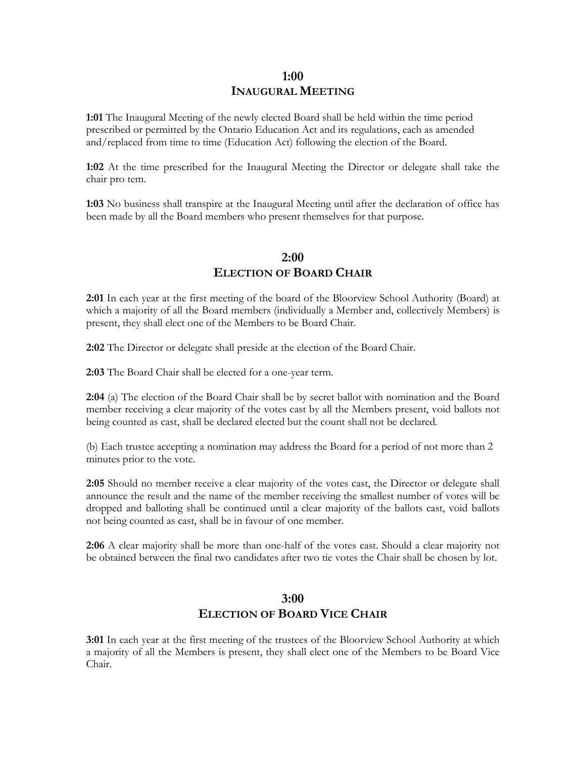## 1:00
## INAUGURAL MEETING

**1:01** The Inaugural Meeting of the newly elected Board shall be held within the time period prescribed or permitted by the Ontario Education Act and its regulations, each as amended and/replaced from time to time (Education Act) following the election of the Board.

**1:02** At the time prescribed for the Inaugural Meeting the Director or delegate shall take the chair pro tem.

**1:03** No business shall transpire at the Inaugural Meeting until after the declaration of office has been made by all the Board members who present themselves for that purpose.

## 2:00
## ELECTION OF BOARD CHAIR

**2:01** In each year at the first meeting of the board of the Bloorview School Authority (Board) at which a majority of all the Board members (individually a Member and, collectively Members) is present, they shall elect one of the Members to be Board Chair.

**2:02** The Director or delegate shall preside at the election of the Board Chair.

**2:03** The Board Chair shall be elected for a one-year term.

**2:04** (a) The election of the Board Chair shall be by secret ballot with nomination and the Board member receiving a clear majority of the votes cast by all the Members present, void ballots not being counted as cast, shall be declared elected but the count shall not be declared.

(b) Each trustee accepting a nomination may address the Board for a period of not more than 2 minutes prior to the vote.

**2:05** Should no member receive a clear majority of the votes cast, the Director or delegate shall announce the result and the name of the member receiving the smallest number of votes will be dropped and balloting shall be continued until a clear majority of the ballots cast, void ballots not being counted as cast, shall be in favour of one member.

**2:06** A clear majority shall be more than one-half of the votes cast. Should a clear majority not be obtained between the final two candidates after two tie votes the Chair shall be chosen by lot.

## 3:00
## ELECTION OF BOARD VICE CHAIR

**3:01** In each year at the first meeting of the trustees of the Bloorview School Authority at which a majority of all the Members is present, they shall elect one of the Members to be Board Vice Chair.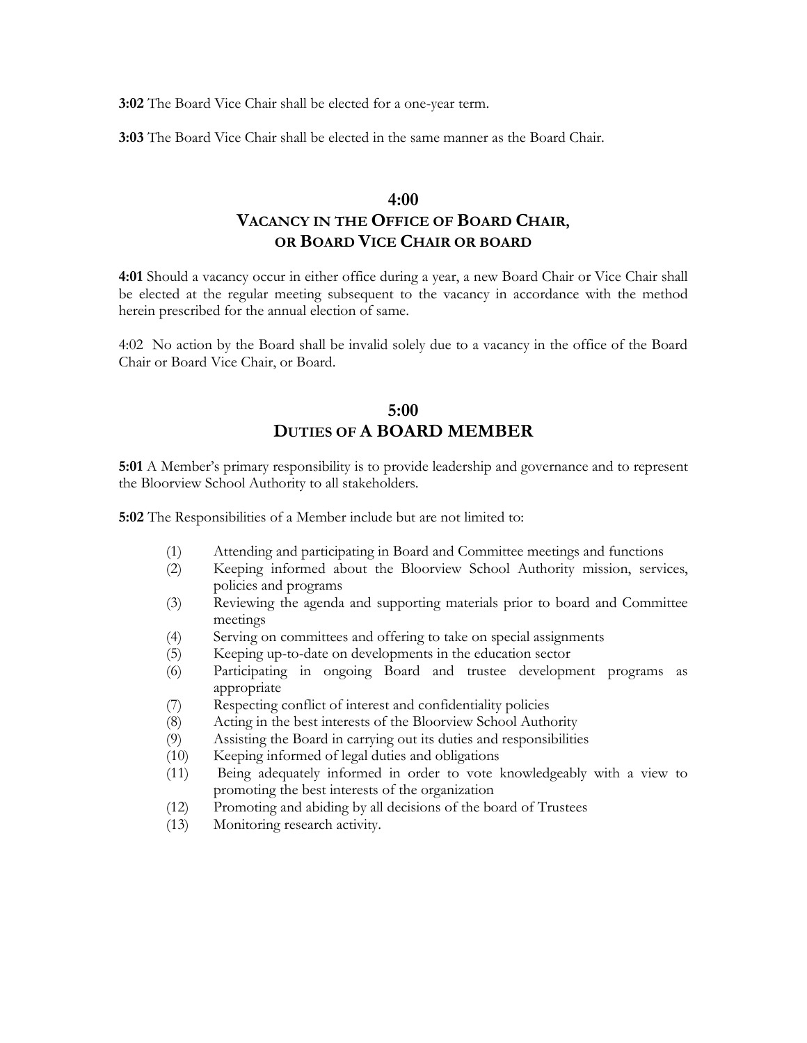**3:02** The Board Vice Chair shall be elected for a one-year term.

**3:03** The Board Vice Chair shall be elected in the same manner as the Board Chair.

## 4:00
## VACANCY IN THE OFFICE OF BOARD CHAIR, OR BOARD VICE CHAIR OR BOARD

**4:01** Should a vacancy occur in either office during a year, a new Board Chair or Vice Chair shall be elected at the regular meeting subsequent to the vacancy in accordance with the method herein prescribed for the annual election of same.

4:02 No action by the Board shall be invalid solely due to a vacancy in the office of the Board Chair or Board Vice Chair, or Board.

## 5:00
## DUTIES OF A BOARD MEMBER

**5:01** A Member's primary responsibility is to provide leadership and governance and to represent the Bloorview School Authority to all stakeholders.

**5:02** The Responsibilities of a Member include but are not limited to:

(1) Attending and participating in Board and Committee meetings and functions
(2) Keeping informed about the Bloorview School Authority mission, services, policies and programs
(3) Reviewing the agenda and supporting materials prior to board and Committee meetings
(4) Serving on committees and offering to take on special assignments
(5) Keeping up-to-date on developments in the education sector
(6) Participating in ongoing Board and trustee development programs as appropriate
(7) Respecting conflict of interest and confidentiality policies
(8) Acting in the best interests of the Bloorview School Authority
(9) Assisting the Board in carrying out its duties and responsibilities
(10) Keeping informed of legal duties and obligations
(11) Being adequately informed in order to vote knowledgeably with a view to promoting the best interests of the organization
(12) Promoting and abiding by all decisions of the board of Trustees
(13) Monitoring research activity.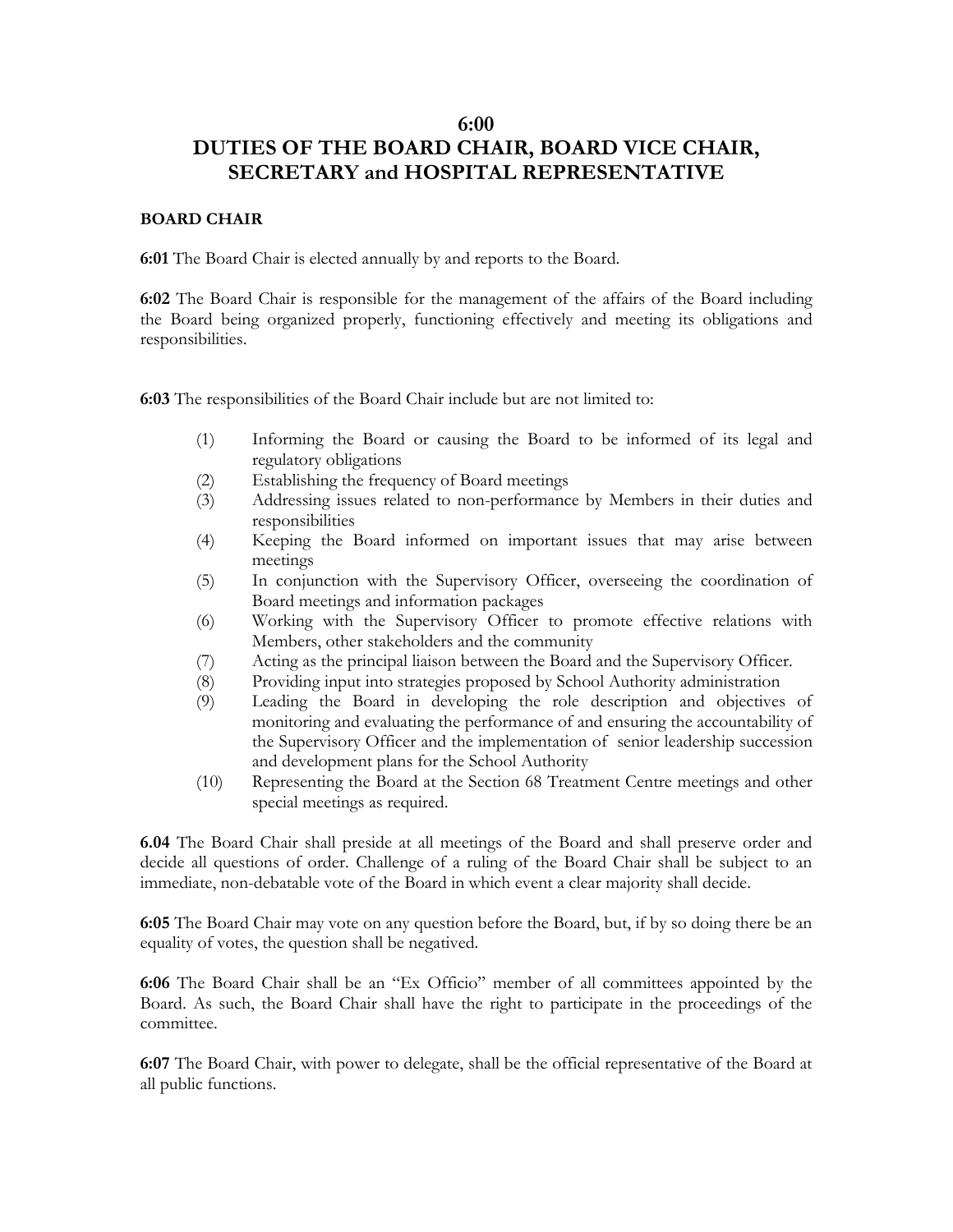## 6:00
## DUTIES OF THE BOARD CHAIR, BOARD VICE CHAIR, SECRETARY and HOSPITAL REPRESENTATIVE

### BOARD CHAIR

**6:01** The Board Chair is elected annually by and reports to the Board.

**6:02** The Board Chair is responsible for the management of the affairs of the Board including the Board being organized properly, functioning effectively and meeting its obligations and responsibilities.

**6:03** The responsibilities of the Board Chair include but are not limited to:

(1) Informing the Board or causing the Board to be informed of its legal and regulatory obligations
(2) Establishing the frequency of Board meetings
(3) Addressing issues related to non-performance by Members in their duties and responsibilities
(4) Keeping the Board informed on important issues that may arise between meetings
(5) In conjunction with the Supervisory Officer, overseeing the coordination of Board meetings and information packages
(6) Working with the Supervisory Officer to promote effective relations with Members, other stakeholders and the community
(7) Acting as the principal liaison between the Board and the Supervisory Officer.
(8) Providing input into strategies proposed by School Authority administration
(9) Leading the Board in developing the role description and objectives of monitoring and evaluating the performance of and ensuring the accountability of the Supervisory Officer and the implementation of senior leadership succession and development plans for the School Authority
(10) Representing the Board at the Section 68 Treatment Centre meetings and other special meetings as required.

**6.04** The Board Chair shall preside at all meetings of the Board and shall preserve order and decide all questions of order. Challenge of a ruling of the Board Chair shall be subject to an immediate, non-debatable vote of the Board in which event a clear majority shall decide.

**6:05** The Board Chair may vote on any question before the Board, but, if by so doing there be an equality of votes, the question shall be negatived.

**6:06** The Board Chair shall be an "Ex Officio" member of all committees appointed by the Board. As such, the Board Chair shall have the right to participate in the proceedings of the committee.

**6:07** The Board Chair, with power to delegate, shall be the official representative of the Board at all public functions.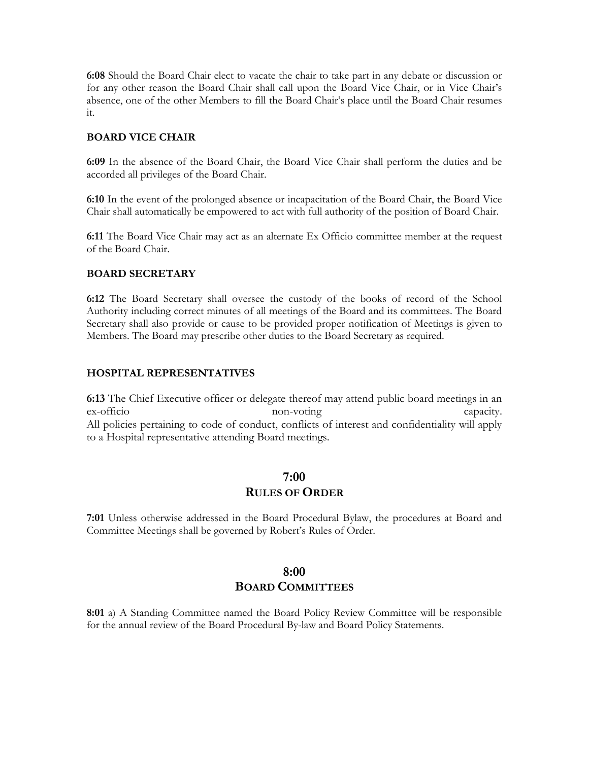**6:08** Should the Board Chair elect to vacate the chair to take part in any debate or discussion or for any other reason the Board Chair shall call upon the Board Vice Chair, or in Vice Chair's absence, one of the other Members to fill the Board Chair's place until the Board Chair resumes it.

### BOARD VICE CHAIR

**6:09** In the absence of the Board Chair, the Board Vice Chair shall perform the duties and be accorded all privileges of the Board Chair.

**6:10** In the event of the prolonged absence or incapacitation of the Board Chair, the Board Vice Chair shall automatically be empowered to act with full authority of the position of Board Chair.

**6:11** The Board Vice Chair may act as an alternate Ex Officio committee member at the request of the Board Chair.

### BOARD SECRETARY

**6:12** The Board Secretary shall oversee the custody of the books of record of the School Authority including correct minutes of all meetings of the Board and its committees. The Board Secretary shall also provide or cause to be provided proper notification of Meetings is given to Members. The Board may prescribe other duties to the Board Secretary as required.

### HOSPITAL REPRESENTATIVES

**6:13** The Chief Executive officer or delegate thereof may attend public board meetings in an ex-officio non-voting capacity.
All policies pertaining to code of conduct, conflicts of interest and confidentiality will apply to a Hospital representative attending Board meetings.

## 7:00
## RULES OF ORDER

**7:01** Unless otherwise addressed in the Board Procedural Bylaw, the procedures at Board and Committee Meetings shall be governed by Robert's Rules of Order.

## 8:00
## BOARD COMMITTEES

**8:01** a) A Standing Committee named the Board Policy Review Committee will be responsible for the annual review of the Board Procedural By-law and Board Policy Statements.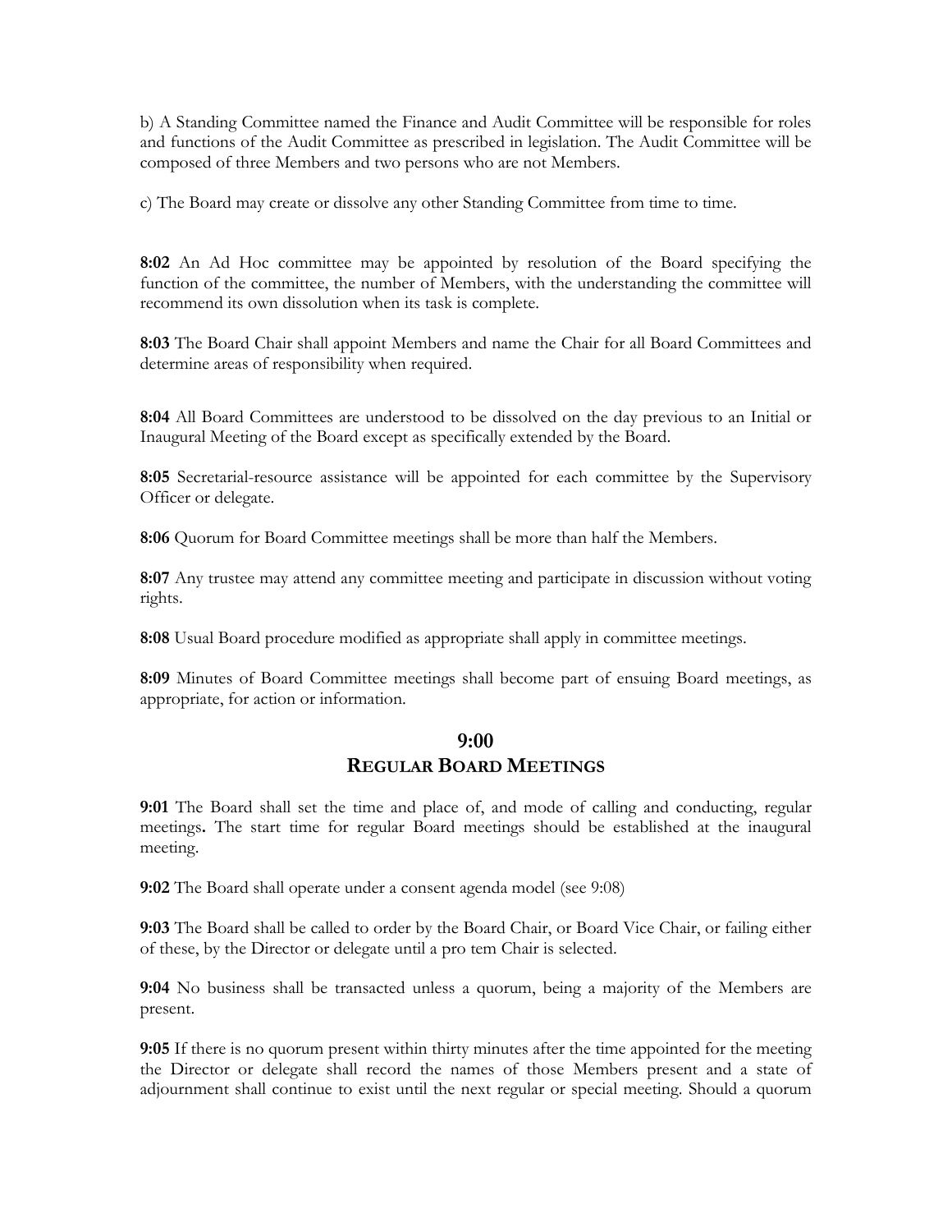b) A Standing Committee named the Finance and Audit Committee will be responsible for roles and functions of the Audit Committee as prescribed in legislation. The Audit Committee will be composed of three Members and two persons who are not Members.

c) The Board may create or dissolve any other Standing Committee from time to time.

**8:02** An Ad Hoc committee may be appointed by resolution of the Board specifying the function of the committee, the number of Members, with the understanding the committee will recommend its own dissolution when its task is complete.

**8:03** The Board Chair shall appoint Members and name the Chair for all Board Committees and determine areas of responsibility when required.

**8:04** All Board Committees are understood to be dissolved on the day previous to an Initial or Inaugural Meeting of the Board except as specifically extended by the Board.

**8:05** Secretarial-resource assistance will be appointed for each committee by the Supervisory Officer or delegate.

**8:06** Quorum for Board Committee meetings shall be more than half the Members.

**8:07** Any trustee may attend any committee meeting and participate in discussion without voting rights.

**8:08** Usual Board procedure modified as appropriate shall apply in committee meetings.

**8:09** Minutes of Board Committee meetings shall become part of ensuing Board meetings, as appropriate, for action or information.

## 9:00
## REGULAR BOARD MEETINGS

**9:01** The Board shall set the time and place of, and mode of calling and conducting, regular meetings**.** The start time for regular Board meetings should be established at the inaugural meeting.

**9:02** The Board shall operate under a consent agenda model (see 9:08)

**9:03** The Board shall be called to order by the Board Chair, or Board Vice Chair, or failing either of these, by the Director or delegate until a pro tem Chair is selected.

**9:04** No business shall be transacted unless a quorum, being a majority of the Members are present.

**9:05** If there is no quorum present within thirty minutes after the time appointed for the meeting the Director or delegate shall record the names of those Members present and a state of adjournment shall continue to exist until the next regular or special meeting. Should a quorum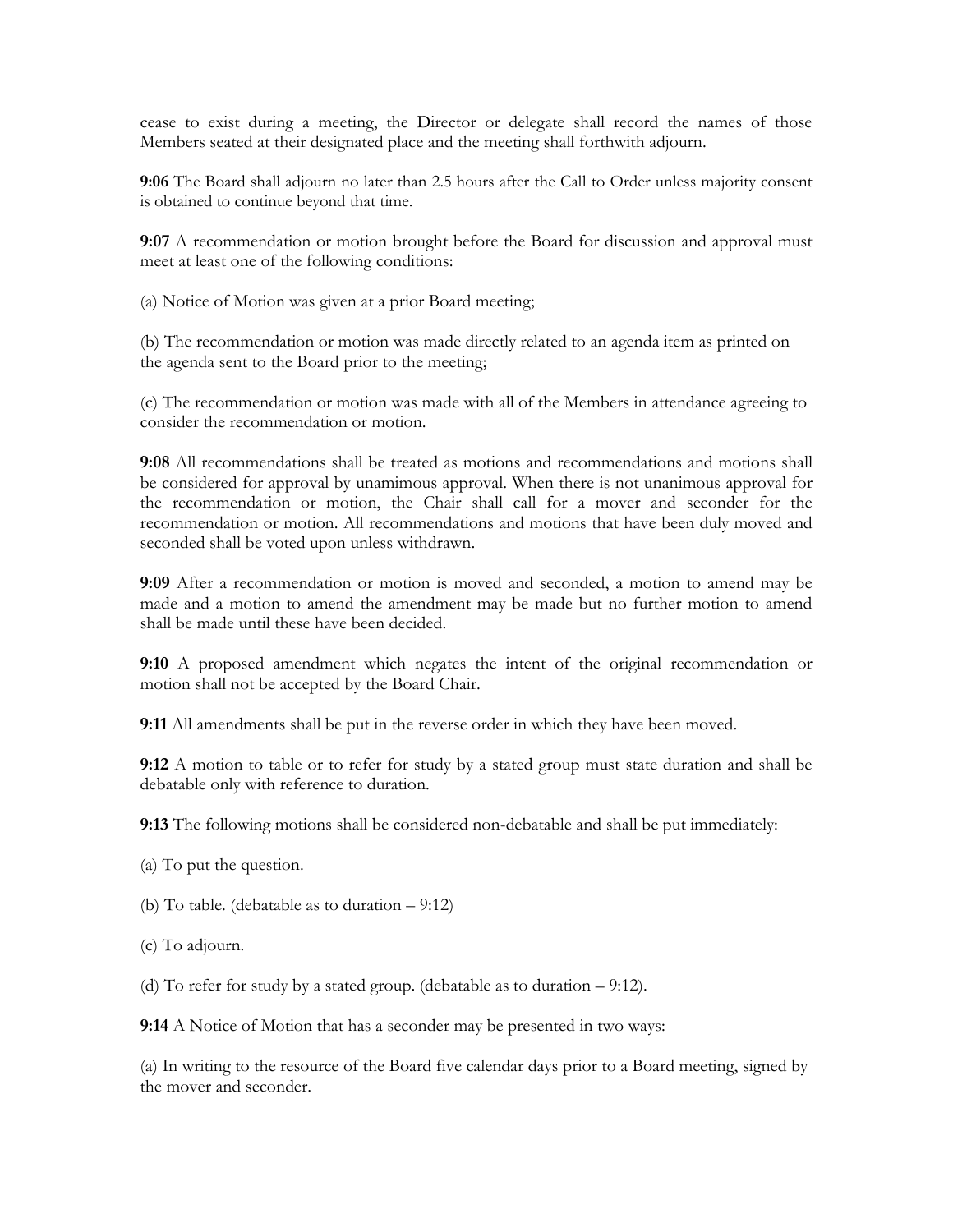cease to exist during a meeting, the Director or delegate shall record the names of those Members seated at their designated place and the meeting shall forthwith adjourn.

**9:06** The Board shall adjourn no later than 2.5 hours after the Call to Order unless majority consent is obtained to continue beyond that time.

**9:07** A recommendation or motion brought before the Board for discussion and approval must meet at least one of the following conditions:

(a) Notice of Motion was given at a prior Board meeting;

(b) The recommendation or motion was made directly related to an agenda item as printed on the agenda sent to the Board prior to the meeting;

(c) The recommendation or motion was made with all of the Members in attendance agreeing to consider the recommendation or motion.

**9:08** All recommendations shall be treated as motions and recommendations and motions shall be considered for approval by unamimous approval. When there is not unanimous approval for the recommendation or motion, the Chair shall call for a mover and seconder for the recommendation or motion. All recommendations and motions that have been duly moved and seconded shall be voted upon unless withdrawn.

**9:09** After a recommendation or motion is moved and seconded, a motion to amend may be made and a motion to amend the amendment may be made but no further motion to amend shall be made until these have been decided.

**9:10** A proposed amendment which negates the intent of the original recommendation or motion shall not be accepted by the Board Chair.

**9:11** All amendments shall be put in the reverse order in which they have been moved.

**9:12** A motion to table or to refer for study by a stated group must state duration and shall be debatable only with reference to duration.

**9:13** The following motions shall be considered non-debatable and shall be put immediately:

(a) To put the question.

(b) To table. (debatable as to duration – 9:12)

(c) To adjourn.

(d) To refer for study by a stated group. (debatable as to duration – 9:12).

**9:14** A Notice of Motion that has a seconder may be presented in two ways:

(a) In writing to the resource of the Board five calendar days prior to a Board meeting, signed by the mover and seconder.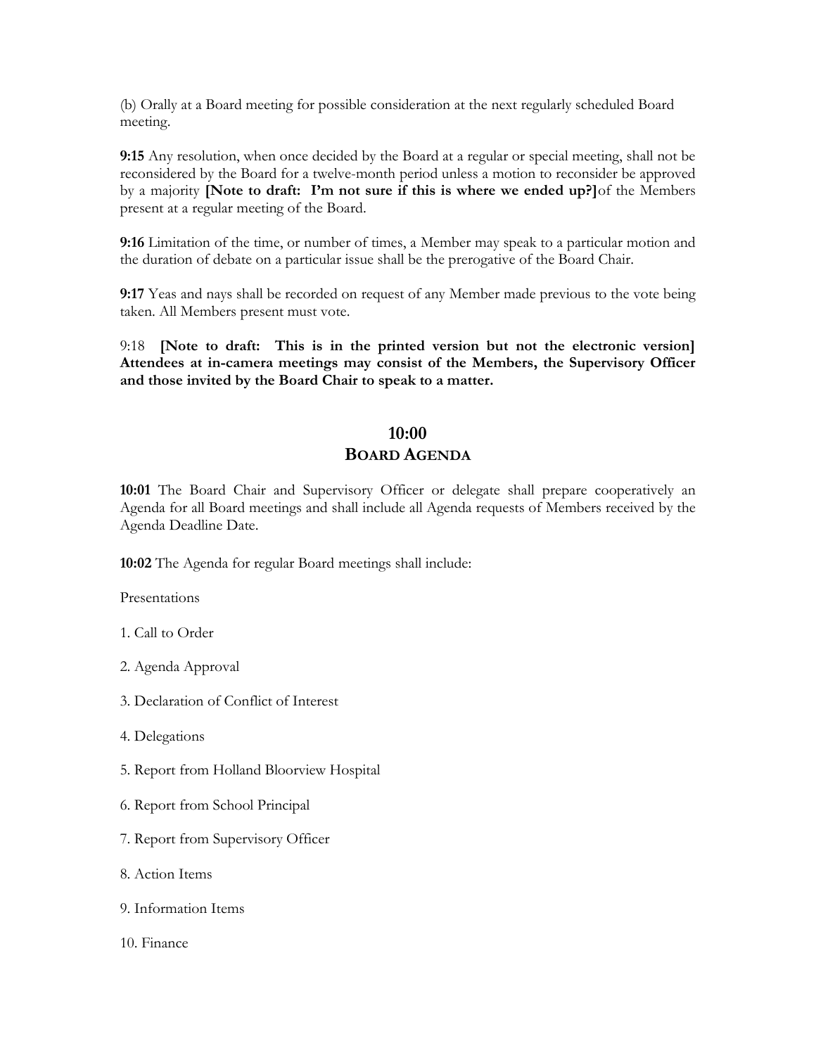(b) Orally at a Board meeting for possible consideration at the next regularly scheduled Board meeting.

**9:15** Any resolution, when once decided by the Board at a regular or special meeting, shall not be reconsidered by the Board for a twelve-month period unless a motion to reconsider be approved by a majority **[Note to draft: I'm not sure if this is where we ended up?]** of the Members present at a regular meeting of the Board.

**9:16** Limitation of the time, or number of times, a Member may speak to a particular motion and the duration of debate on a particular issue shall be the prerogative of the Board Chair.

**9:17** Yeas and nays shall be recorded on request of any Member made previous to the vote being taken. All Members present must vote.

9:18 **[Note to draft: This is in the printed version but not the electronic version] Attendees at in-camera meetings may consist of the Members, the Supervisory Officer and those invited by the Board Chair to speak to a matter.**

## 10:00
## BOARD AGENDA

**10:01** The Board Chair and Supervisory Officer or delegate shall prepare cooperatively an Agenda for all Board meetings and shall include all Agenda requests of Members received by the Agenda Deadline Date.

**10:02** The Agenda for regular Board meetings shall include:

Presentations

1. Call to Order

2. Agenda Approval

3. Declaration of Conflict of Interest

4. Delegations

5. Report from Holland Bloorview Hospital

6. Report from School Principal

7. Report from Supervisory Officer

8. Action Items

9. Information Items

10. Finance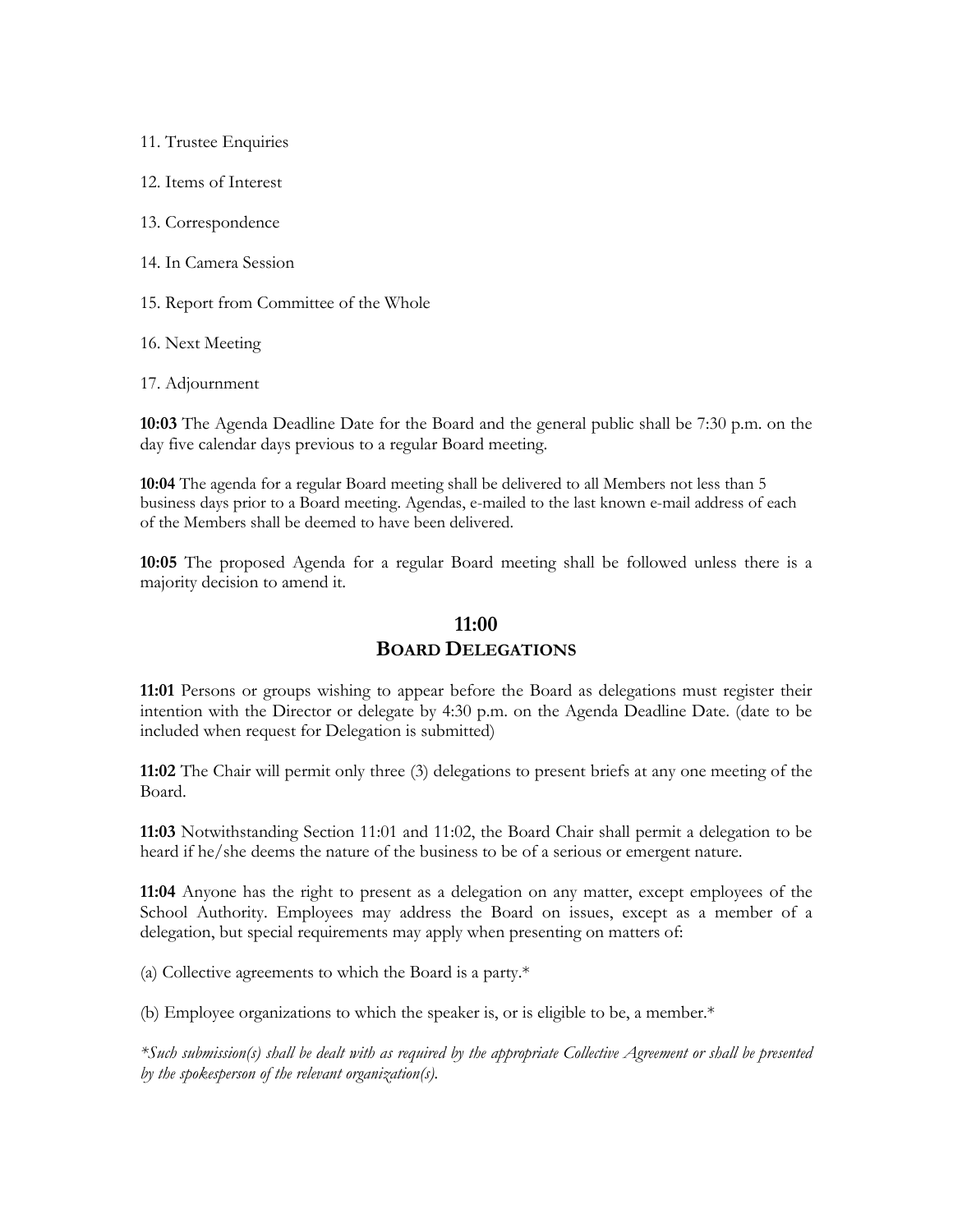11. Trustee Enquiries

12. Items of Interest

13. Correspondence

14. In Camera Session

15. Report from Committee of the Whole

16. Next Meeting

17. Adjournment

**10:03** The Agenda Deadline Date for the Board and the general public shall be 7:30 p.m. on the day five calendar days previous to a regular Board meeting.

**10:04** The agenda for a regular Board meeting shall be delivered to all Members not less than 5 business days prior to a Board meeting. Agendas, e-mailed to the last known e-mail address of each of the Members shall be deemed to have been delivered.

**10:05** The proposed Agenda for a regular Board meeting shall be followed unless there is a majority decision to amend it.

## 11:00
## BOARD DELEGATIONS

**11:01** Persons or groups wishing to appear before the Board as delegations must register their intention with the Director or delegate by 4:30 p.m. on the Agenda Deadline Date. (date to be included when request for Delegation is submitted)

**11:02** The Chair will permit only three (3) delegations to present briefs at any one meeting of the Board.

**11:03** Notwithstanding Section 11:01 and 11:02, the Board Chair shall permit a delegation to be heard if he/she deems the nature of the business to be of a serious or emergent nature.

**11:04** Anyone has the right to present as a delegation on any matter, except employees of the School Authority. Employees may address the Board on issues, except as a member of a delegation, but special requirements may apply when presenting on matters of:

(a) Collective agreements to which the Board is a party.*

(b) Employee organizations to which the speaker is, or is eligible to be, a member.*

*\*Such submission(s) shall be dealt with as required by the appropriate Collective Agreement or shall be presented by the spokesperson of the relevant organization(s).*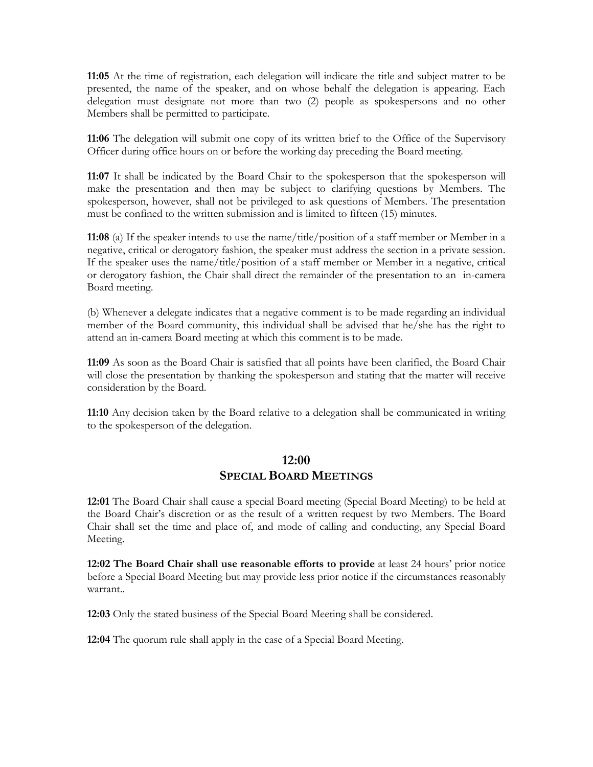**11:05** At the time of registration, each delegation will indicate the title and subject matter to be presented, the name of the speaker, and on whose behalf the delegation is appearing. Each delegation must designate not more than two (2) people as spokespersons and no other Members shall be permitted to participate.

**11:06** The delegation will submit one copy of its written brief to the Office of the Supervisory Officer during office hours on or before the working day preceding the Board meeting.

**11:07** It shall be indicated by the Board Chair to the spokesperson that the spokesperson will make the presentation and then may be subject to clarifying questions by Members. The spokesperson, however, shall not be privileged to ask questions of Members. The presentation must be confined to the written submission and is limited to fifteen (15) minutes.

**11:08** (a) If the speaker intends to use the name/title/position of a staff member or Member in a negative, critical or derogatory fashion, the speaker must address the section in a private session. If the speaker uses the name/title/position of a staff member or Member in a negative, critical or derogatory fashion, the Chair shall direct the remainder of the presentation to an in-camera Board meeting.

(b) Whenever a delegate indicates that a negative comment is to be made regarding an individual member of the Board community, this individual shall be advised that he/she has the right to attend an in-camera Board meeting at which this comment is to be made.

**11:09** As soon as the Board Chair is satisfied that all points have been clarified, the Board Chair will close the presentation by thanking the spokesperson and stating that the matter will receive consideration by the Board.

**11:10** Any decision taken by the Board relative to a delegation shall be communicated in writing to the spokesperson of the delegation.

## 12:00
## SPECIAL BOARD MEETINGS

**12:01** The Board Chair shall cause a special Board meeting (Special Board Meeting) to be held at the Board Chair's discretion or as the result of a written request by two Members. The Board Chair shall set the time and place of, and mode of calling and conducting, any Special Board Meeting.

**12:02 The Board Chair shall use reasonable efforts to provide** at least 24 hours' prior notice before a Special Board Meeting but may provide less prior notice if the circumstances reasonably warrant..

**12:03** Only the stated business of the Special Board Meeting shall be considered.

**12:04** The quorum rule shall apply in the case of a Special Board Meeting.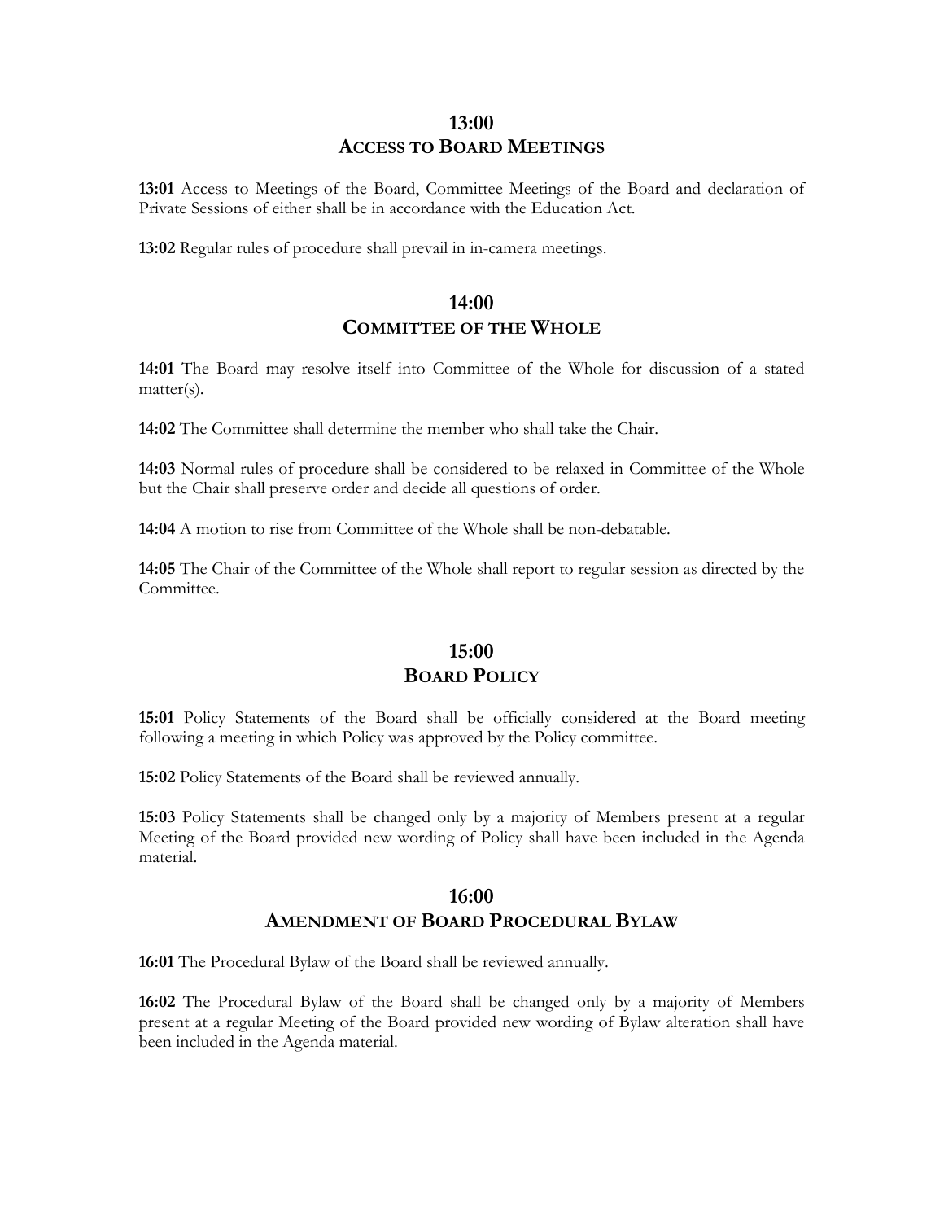## 13:00
## ACCESS TO BOARD MEETINGS

**13:01** Access to Meetings of the Board, Committee Meetings of the Board and declaration of Private Sessions of either shall be in accordance with the Education Act.

**13:02** Regular rules of procedure shall prevail in in-camera meetings.

## 14:00
## COMMITTEE OF THE WHOLE

**14:01** The Board may resolve itself into Committee of the Whole for discussion of a stated matter(s).

**14:02** The Committee shall determine the member who shall take the Chair.

**14:03** Normal rules of procedure shall be considered to be relaxed in Committee of the Whole but the Chair shall preserve order and decide all questions of order.

**14:04** A motion to rise from Committee of the Whole shall be non-debatable.

**14:05** The Chair of the Committee of the Whole shall report to regular session as directed by the Committee.

## 15:00
## BOARD POLICY

**15:01** Policy Statements of the Board shall be officially considered at the Board meeting following a meeting in which Policy was approved by the Policy committee.

**15:02** Policy Statements of the Board shall be reviewed annually.

**15:03** Policy Statements shall be changed only by a majority of Members present at a regular Meeting of the Board provided new wording of Policy shall have been included in the Agenda material.

## 16:00
## AMENDMENT OF BOARD PROCEDURAL BYLAW

**16:01** The Procedural Bylaw of the Board shall be reviewed annually.

**16:02** The Procedural Bylaw of the Board shall be changed only by a majority of Members present at a regular Meeting of the Board provided new wording of Bylaw alteration shall have been included in the Agenda material.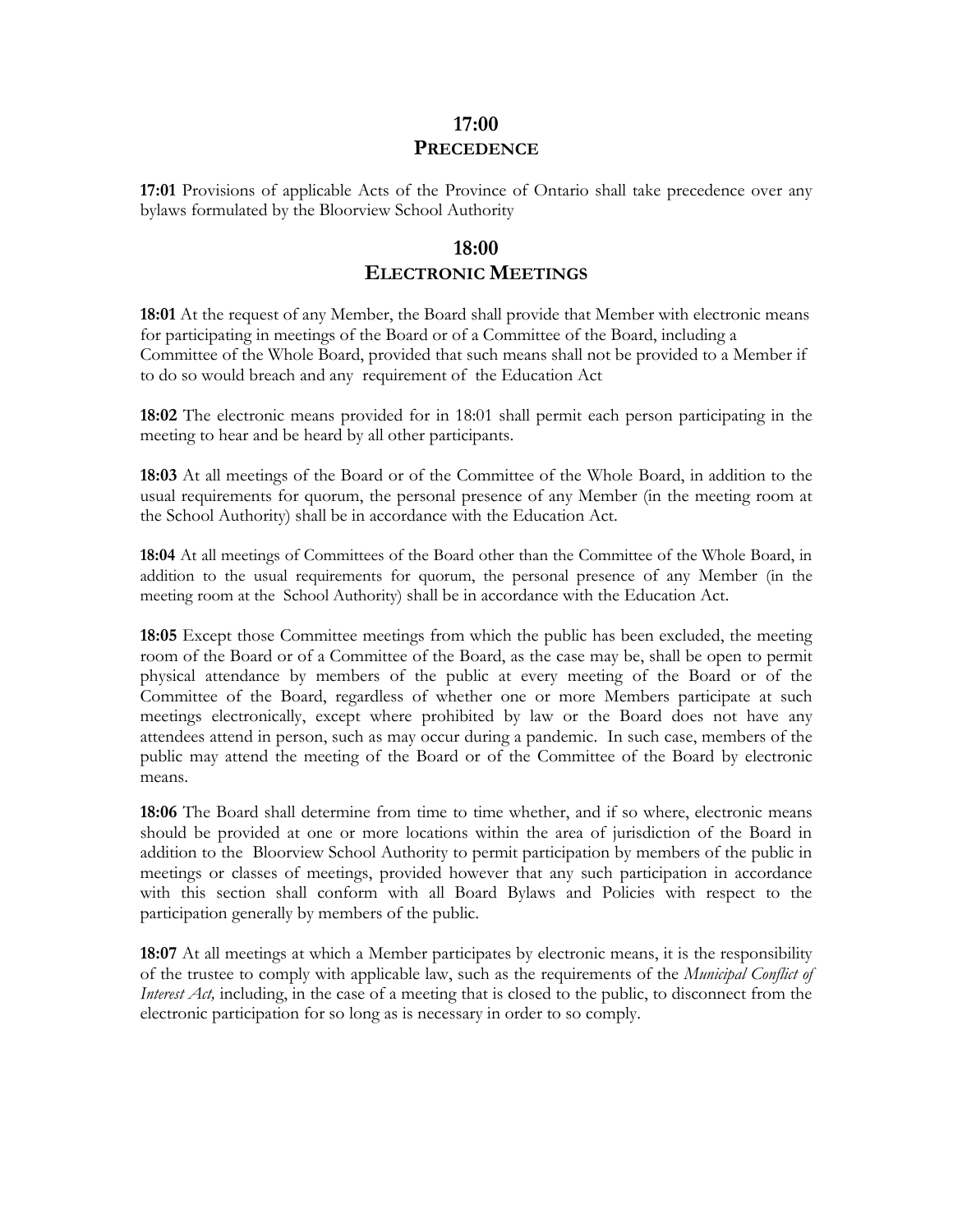## 17:00
## PRECEDENCE

**17:01** Provisions of applicable Acts of the Province of Ontario shall take precedence over any bylaws formulated by the Bloorview School Authority

## 18:00
## ELECTRONIC MEETINGS

**18:01** At the request of any Member, the Board shall provide that Member with electronic means for participating in meetings of the Board or of a Committee of the Board, including a Committee of the Whole Board, provided that such means shall not be provided to a Member if to do so would breach and any requirement of the Education Act

**18:02** The electronic means provided for in 18:01 shall permit each person participating in the meeting to hear and be heard by all other participants.

**18:03** At all meetings of the Board or of the Committee of the Whole Board, in addition to the usual requirements for quorum, the personal presence of any Member (in the meeting room at the School Authority) shall be in accordance with the Education Act.

**18:04** At all meetings of Committees of the Board other than the Committee of the Whole Board, in addition to the usual requirements for quorum, the personal presence of any Member (in the meeting room at the School Authority) shall be in accordance with the Education Act.

**18:05** Except those Committee meetings from which the public has been excluded, the meeting room of the Board or of a Committee of the Board, as the case may be, shall be open to permit physical attendance by members of the public at every meeting of the Board or of the Committee of the Board, regardless of whether one or more Members participate at such meetings electronically, except where prohibited by law or the Board does not have any attendees attend in person, such as may occur during a pandemic. In such case, members of the public may attend the meeting of the Board or of the Committee of the Board by electronic means.

**18:06** The Board shall determine from time to time whether, and if so where, electronic means should be provided at one or more locations within the area of jurisdiction of the Board in addition to the Bloorview School Authority to permit participation by members of the public in meetings or classes of meetings, provided however that any such participation in accordance with this section shall conform with all Board Bylaws and Policies with respect to the participation generally by members of the public.

**18:07** At all meetings at which a Member participates by electronic means, it is the responsibility of the trustee to comply with applicable law, such as the requirements of the *Municipal Conflict of Interest Act,* including, in the case of a meeting that is closed to the public, to disconnect from the electronic participation for so long as is necessary in order to so comply.